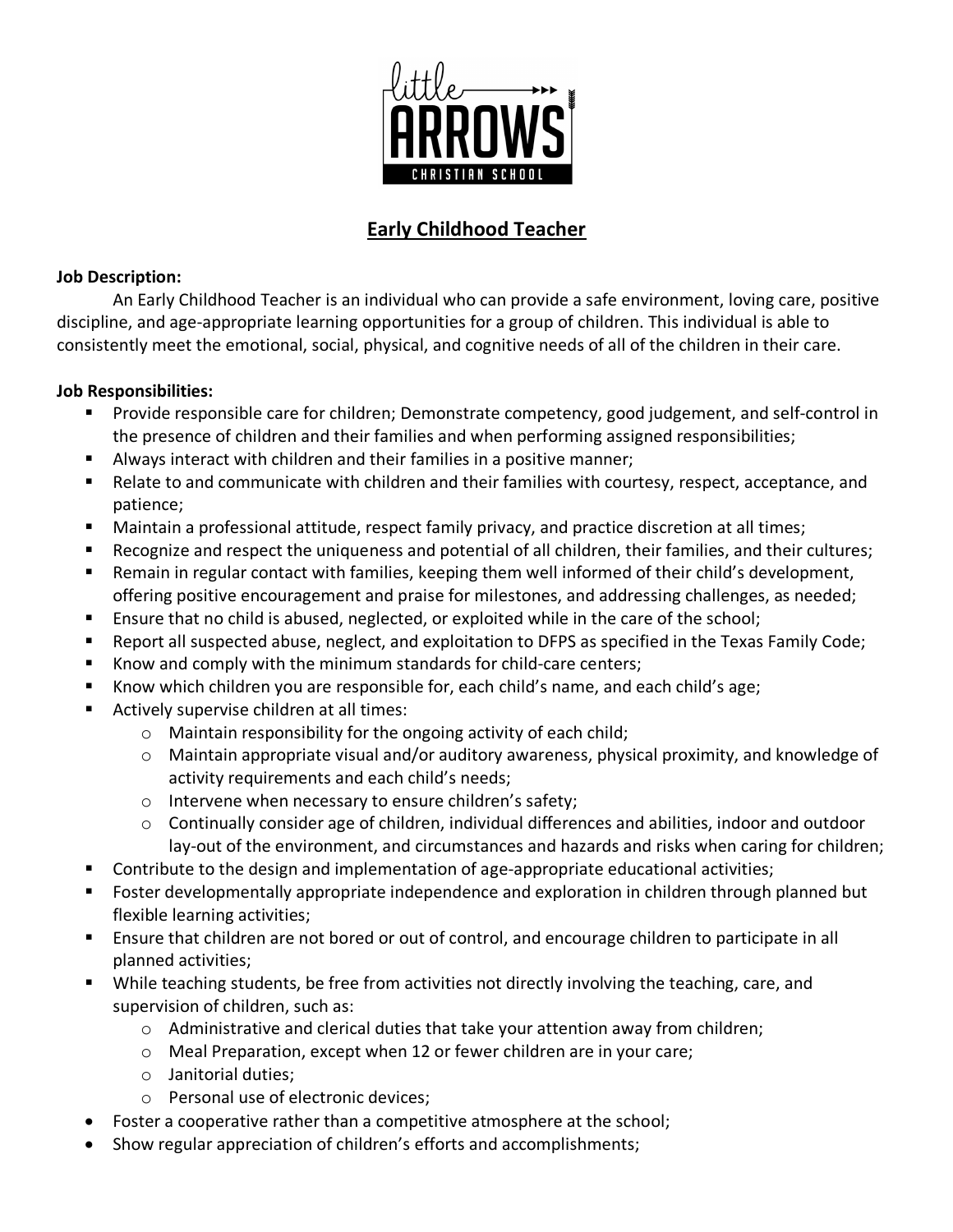## Early Childhood Teacher

**Job Description:**

An Early Childhood Teacher is an individual who can provide a safe environment, loving care, positive discipline, and age-appropriate learning opportunities for a group of children. This individual is able to consistently meet the emotional, social, physical, and cognitive needs of all of the children in their care.

**Job Responsibilities:**

- Provide responsible care for children; Demonstrate competency, good judgement, and self-control in the presence of children and their families and when performing assigned responsibilities;
- Always interact with children and their families in a positive manner;
- Relate to and communicate with children and their families with courtesy, respect, acceptance, and patience;
- Maintain a professional attitude, respect family privacy, and practice discretion at all times;
- Recognize and respect the uniqueness and potential of all children, their families, and their cultures;
- Remain in regular contact with families, keeping them well informed of their child's development, offering positive encouragement and praise for milestones, and addressing challenges, as needed;
- Ensure that no child is abused, neglected, or exploited while in the care of the school;
- Report all suspected abuse, neglect, and exploitation to DFPS as specified in the Texas Family Code;
- Know and comply with the minimum standards for child-care centers;
- Know which children you are responsible for, each child's name, and each child's age;
- Actively supervise children at all times:
  - Maintain responsibility for the ongoing activity of each child;
  - Maintain appropriate visual and/or auditory awareness, physical proximity, and knowledge of activity requirements and each child's needs;
  - Intervene when necessary to ensure children's safety;
  - Continually consider age of children, individual differences and abilities, indoor and outdoor lay-out of the environment, and circumstances and hazards and risks when caring for children;
- Contribute to the design and implementation of age-appropriate educational activities;
- Foster developmentally appropriate independence and exploration in children through planned but flexible learning activities;
- Ensure that children are not bored or out of control, and encourage children to participate in all planned activities;
- While teaching students, be free from activities not directly involving the teaching, care, and supervision of children, such as:
  - Administrative and clerical duties that take your attention away from children;
  - Meal Preparation, except when 12 or fewer children are in your care;
  - Janitorial duties;
  - Personal use of electronic devices;
- Foster a cooperative rather than a competitive atmosphere at the school;
- Show regular appreciation of children's efforts and accomplishments;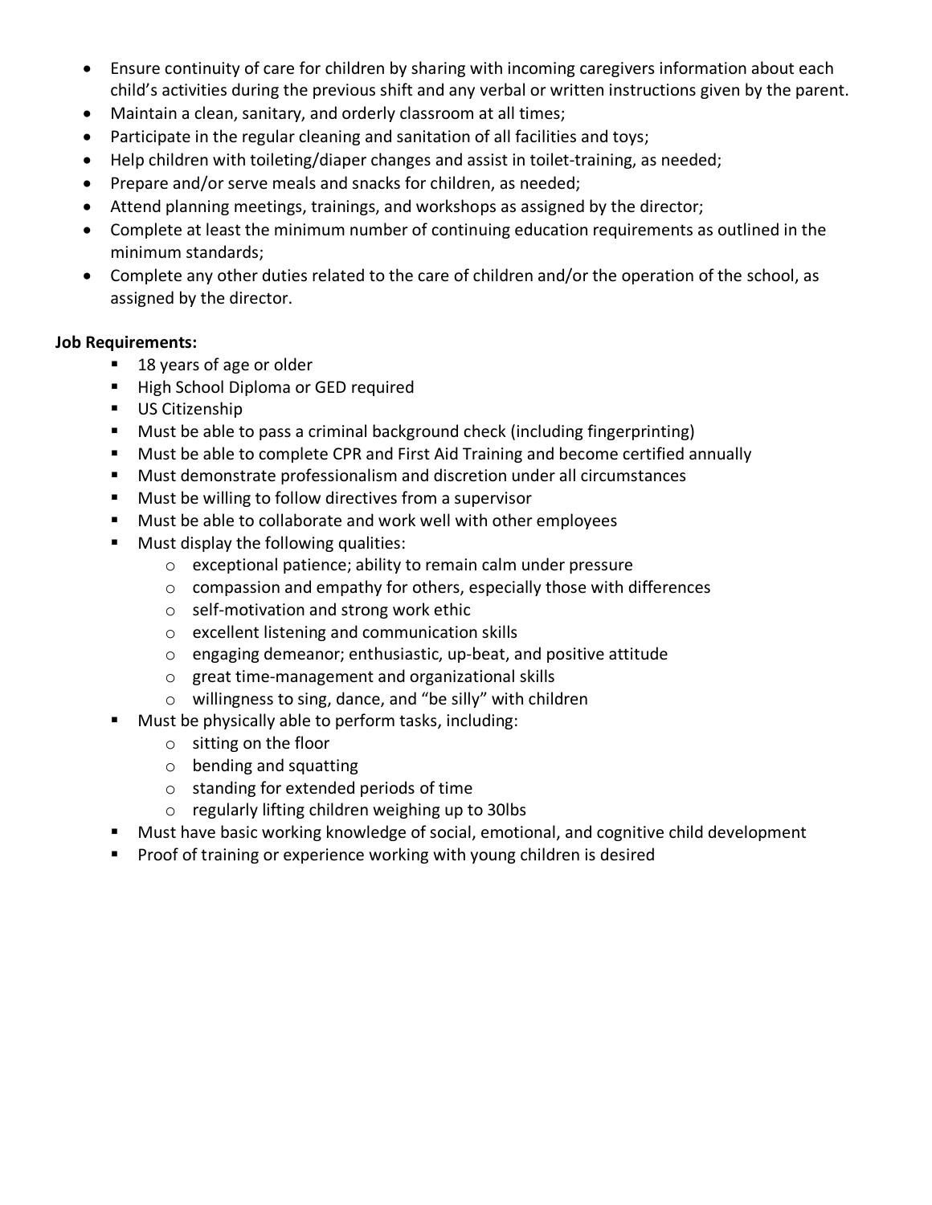- Ensure continuity of care for children by sharing with incoming caregivers information about each child's activities during the previous shift and any verbal or written instructions given by the parent.
- Maintain a clean, sanitary, and orderly classroom at all times;
- Participate in the regular cleaning and sanitation of all facilities and toys;
- Help children with toileting/diaper changes and assist in toilet-training, as needed;
- Prepare and/or serve meals and snacks for children, as needed;
- Attend planning meetings, trainings, and workshops as assigned by the director;
- Complete at least the minimum number of continuing education requirements as outlined in the minimum standards;
- Complete any other duties related to the care of children and/or the operation of the school, as assigned by the director.

**Job Requirements:**

- 18 years of age or older
- High School Diploma or GED required
- US Citizenship
- Must be able to pass a criminal background check (including fingerprinting)
- Must be able to complete CPR and First Aid Training and become certified annually
- Must demonstrate professionalism and discretion under all circumstances
- Must be willing to follow directives from a supervisor
- Must be able to collaborate and work well with other employees
- Must display the following qualities:
  - exceptional patience; ability to remain calm under pressure
  - compassion and empathy for others, especially those with differences
  - self-motivation and strong work ethic
  - excellent listening and communication skills
  - engaging demeanor; enthusiastic, up-beat, and positive attitude
  - great time-management and organizational skills
  - willingness to sing, dance, and "be silly" with children
- Must be physically able to perform tasks, including:
  - sitting on the floor
  - bending and squatting
  - standing for extended periods of time
  - regularly lifting children weighing up to 30lbs
- Must have basic working knowledge of social, emotional, and cognitive child development
- Proof of training or experience working with young children is desired